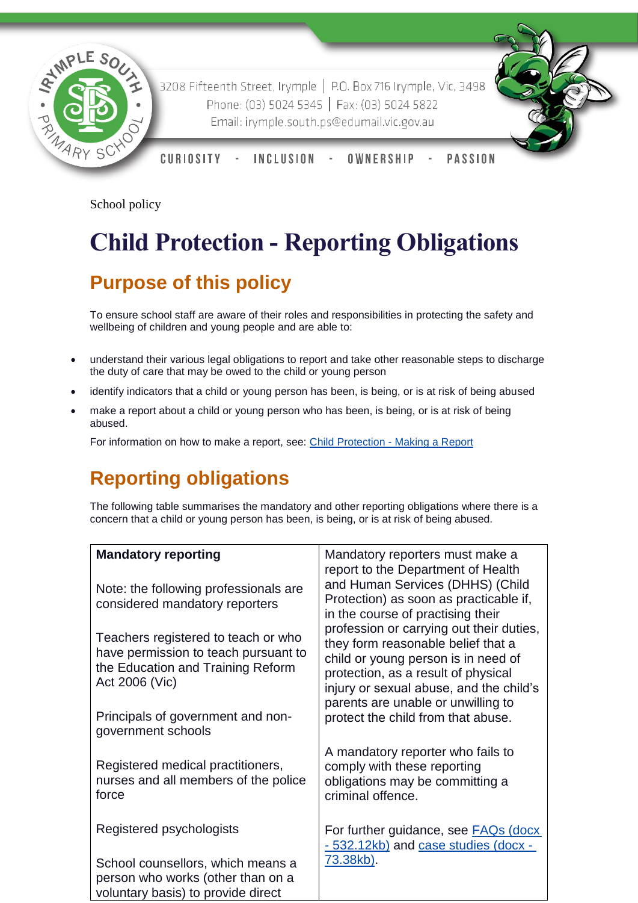3208 Fifteenth Street, Irymple | P.O. Box 716 Irymple, Vic, 3498
Phone: (03) 5024 5345 | Fax: (03) 5024 5822
Email: irymple.south.ps@edumail.vic.gov.au

CURIOSITY - INCLUSION - OWNERSHIP - PASSION

School policy

# Child Protection - Reporting Obligations

## Purpose of this policy

To ensure school staff are aware of their roles and responsibilities in protecting the safety and wellbeing of children and young people and are able to:

- understand their various legal obligations to report and take other reasonable steps to discharge the duty of care that may be owed to the child or young person
- identify indicators that a child or young person has been, is being, or is at risk of being abused
- make a report about a child or young person who has been, is being, or is at risk of being abused.

For information on how to make a report, see: Child Protection - Making a Report

## Reporting obligations

The following table summarises the mandatory and other reporting obligations where there is a concern that a child or young person has been, is being, or is at risk of being abused.

| **Mandatory reporting**<br><br>Note: the following professionals are considered mandatory reporters<br><br>Teachers registered to teach or who have permission to teach pursuant to the Education and Training Reform Act 2006 (Vic)<br><br>Principals of government and non-government schools<br><br>Registered medical practitioners, nurses and all members of the police force<br><br>Registered psychologists<br><br>School counsellors, which means a person who works (other than on a voluntary basis) to provide direct | Mandatory reporters must make a report to the Department of Health and Human Services (DHHS) (Child Protection) as soon as practicable if, in the course of practising their profession or carrying out their duties, they form reasonable belief that a child or young person is in need of protection, as a result of physical injury or sexual abuse, and the child's parents are unable or unwilling to protect the child from that abuse.<br><br>A mandatory reporter who fails to comply with these reporting obligations may be committing a criminal offence.<br><br>For further guidance, see FAQs (docx - 532.12kb) and case studies (docx - 73.38kb). |
|---|---|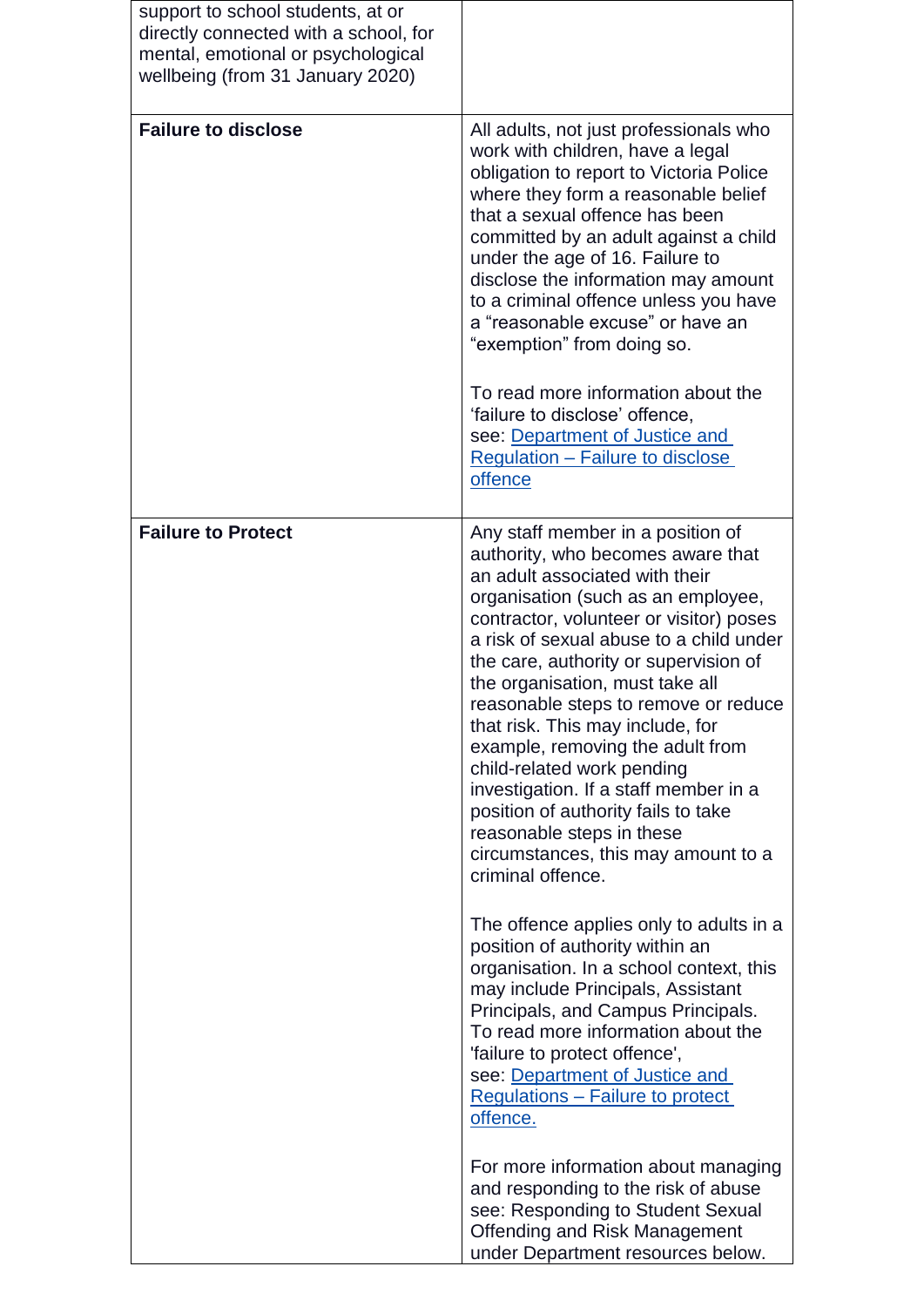| | |
|---|---|
| support to school students, at or directly connected with a school, for mental, emotional or psychological wellbeing (from 31 January 2020) | |
| **Failure to disclose** | All adults, not just professionals who work with children, have a legal obligation to report to Victoria Police where they form a reasonable belief that a sexual offence has been committed by an adult against a child under the age of 16. Failure to disclose the information may amount to a criminal offence unless you have a "reasonable excuse" or have an "exemption" from doing so.<br><br>To read more information about the 'failure to disclose' offence, see: Department of Justice and Regulation – Failure to disclose offence |
| **Failure to Protect** | Any staff member in a position of authority, who becomes aware that an adult associated with their organisation (such as an employee, contractor, volunteer or visitor) poses a risk of sexual abuse to a child under the care, authority or supervision of the organisation, must take all reasonable steps to remove or reduce that risk. This may include, for example, removing the adult from child-related work pending investigation. If a staff member in a position of authority fails to take reasonable steps in these circumstances, this may amount to a criminal offence.<br><br>The offence applies only to adults in a position of authority within an organisation. In a school context, this may include Principals, Assistant Principals, and Campus Principals. To read more information about the 'failure to protect offence', see: Department of Justice and Regulations – Failure to protect offence.<br><br>For more information about managing and responding to the risk of abuse see: Responding to Student Sexual Offending and Risk Management under Department resources below. |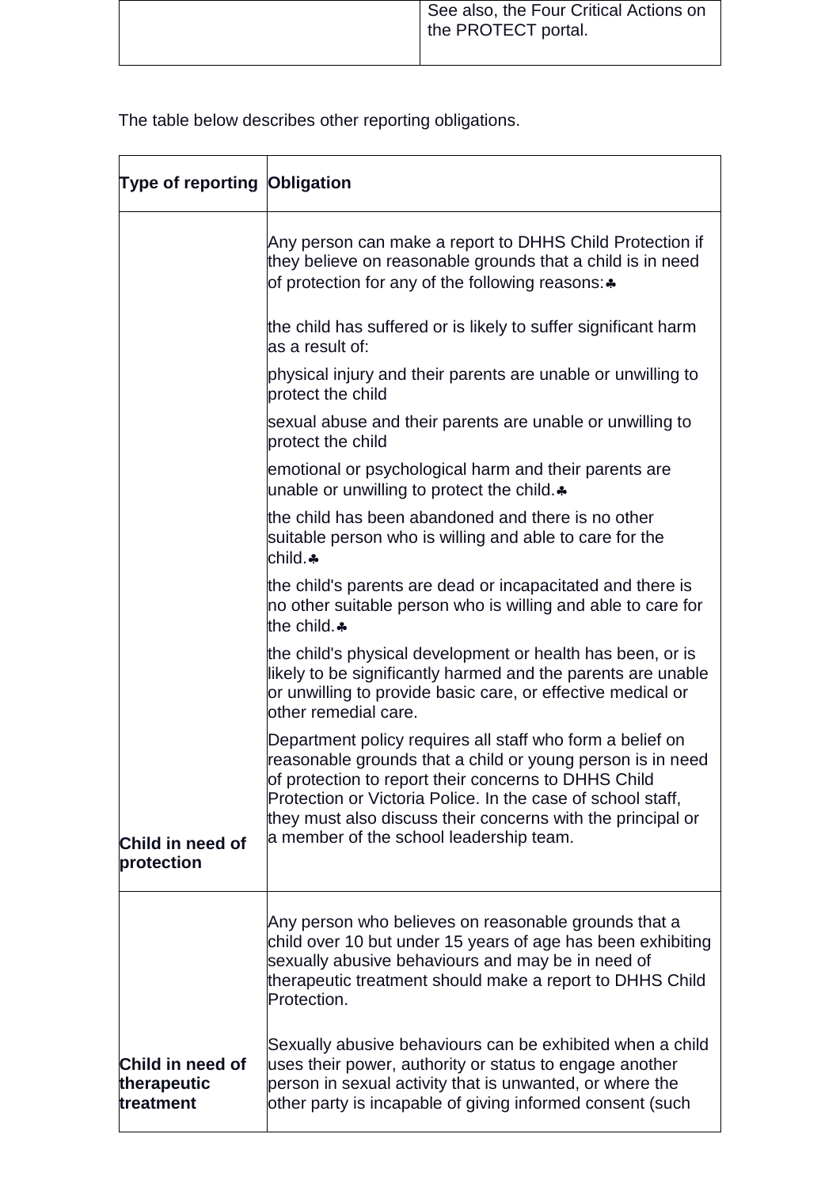| | |
|---|---|
| | See also, the Four Critical Actions on the PROTECT portal. |

The table below describes other reporting obligations.

| Type of reporting | Obligation |
|---|---|
| Child in need of protection | Any person can make a report to DHHS Child Protection if they believe on reasonable grounds that a child is in need of protection for any of the following reasons:♣<br><br>the child has suffered or is likely to suffer significant harm as a result of:<br><br>physical injury and their parents are unable or unwilling to protect the child<br><br>sexual abuse and their parents are unable or unwilling to protect the child<br><br>emotional or psychological harm and their parents are unable or unwilling to protect the child.♣<br><br>the child has been abandoned and there is no other suitable person who is willing and able to care for the child.♣<br><br>the child's parents are dead or incapacitated and there is no other suitable person who is willing and able to care for the child.♣<br><br>the child's physical development or health has been, or is likely to be significantly harmed and the parents are unable or unwilling to provide basic care, or effective medical or other remedial care.<br><br>Department policy requires all staff who form a belief on reasonable grounds that a child or young person is in need of protection to report their concerns to DHHS Child Protection or Victoria Police. In the case of school staff, they must also discuss their concerns with the principal or a member of the school leadership team. |
| Child in need of therapeutic treatment | Any person who believes on reasonable grounds that a child over 10 but under 15 years of age has been exhibiting sexually abusive behaviours and may be in need of therapeutic treatment should make a report to DHHS Child Protection.<br><br>Sexually abusive behaviours can be exhibited when a child uses their power, authority or status to engage another person in sexual activity that is unwanted, or where the other party is incapable of giving informed consent (such |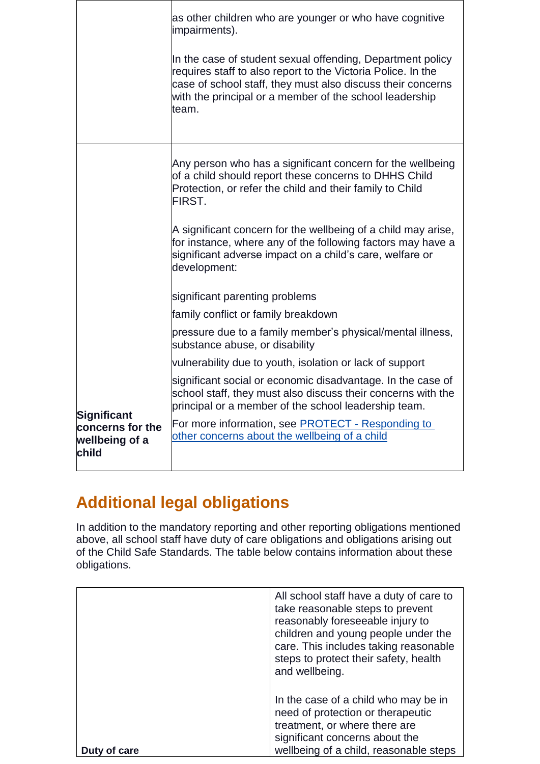| | |
|---|---|
| | as other children who are younger or who have cognitive impairments).<br><br>In the case of student sexual offending, Department policy requires staff to also report to the Victoria Police. In the case of school staff, they must also discuss their concerns with the principal or a member of the school leadership team. |
| **Significant concerns for the wellbeing of a child** | Any person who has a significant concern for the wellbeing of a child should report these concerns to DHHS Child Protection, or refer the child and their family to Child FIRST.<br><br>A significant concern for the wellbeing of a child may arise, for instance, where any of the following factors may have a significant adverse impact on a child's care, welfare or development:<br><br>significant parenting problems<br>family conflict or family breakdown<br>pressure due to a family member's physical/mental illness, substance abuse, or disability<br>vulnerability due to youth, isolation or lack of support<br>significant social or economic disadvantage. In the case of school staff, they must also discuss their concerns with the principal or a member of the school leadership team.<br>For more information, see [PROTECT - Responding to other concerns about the wellbeing of a child]() |

## Additional legal obligations

In addition to the mandatory reporting and other reporting obligations mentioned above, all school staff have duty of care obligations and obligations arising out of the Child Safe Standards. The table below contains information about these obligations.

| | |
|---|---|
| **Duty of care** | All school staff have a duty of care to take reasonable steps to prevent reasonably foreseeable injury to children and young people under the care. This includes taking reasonable steps to protect their safety, health and wellbeing.<br><br>In the case of a child who may be in need of protection or therapeutic treatment, or where there are significant concerns about the wellbeing of a child, reasonable steps |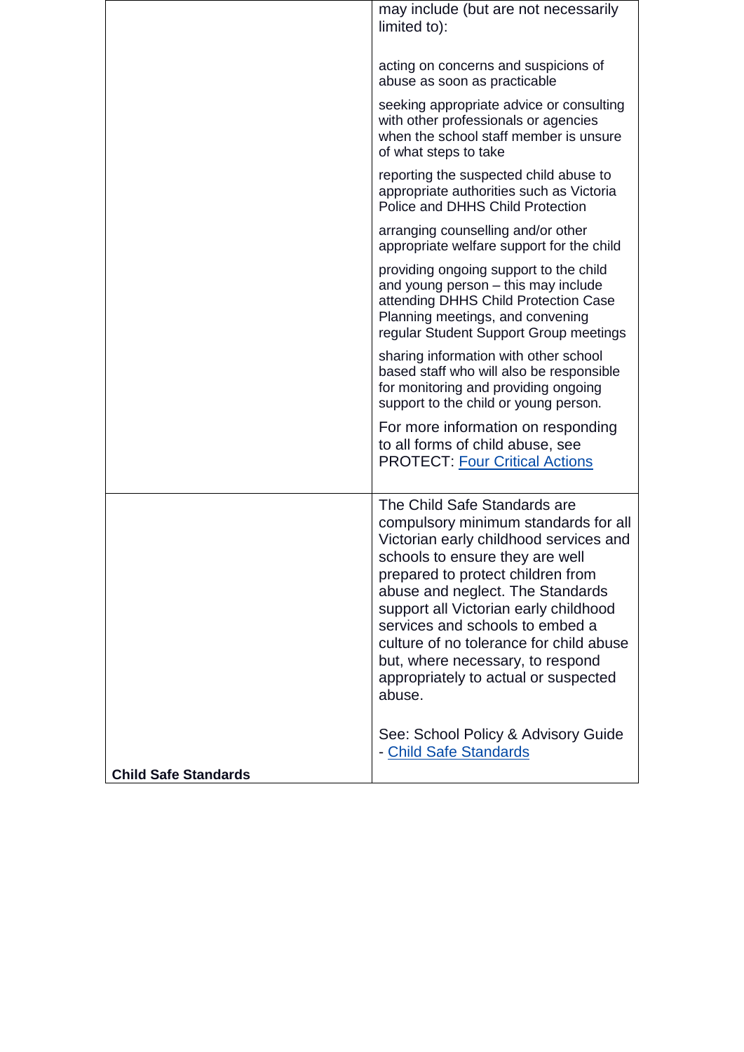| | |
|---|---|
| | may include (but are not necessarily limited to):<br><br>acting on concerns and suspicions of abuse as soon as practicable<br><br>seeking appropriate advice or consulting with other professionals or agencies when the school staff member is unsure of what steps to take<br><br>reporting the suspected child abuse to appropriate authorities such as Victoria Police and DHHS Child Protection<br><br>arranging counselling and/or other appropriate welfare support for the child<br><br>providing ongoing support to the child and young person – this may include attending DHHS Child Protection Case Planning meetings, and convening regular Student Support Group meetings<br><br>sharing information with other school based staff who will also be responsible for monitoring and providing ongoing support to the child or young person.<br><br>For more information on responding to all forms of child abuse, see PROTECT: Four Critical Actions |
| **Child Safe Standards** | The Child Safe Standards are compulsory minimum standards for all Victorian early childhood services and schools to ensure they are well prepared to protect children from abuse and neglect. The Standards support all Victorian early childhood services and schools to embed a culture of no tolerance for child abuse but, where necessary, to respond appropriately to actual or suspected abuse.<br><br>See: School Policy & Advisory Guide - Child Safe Standards |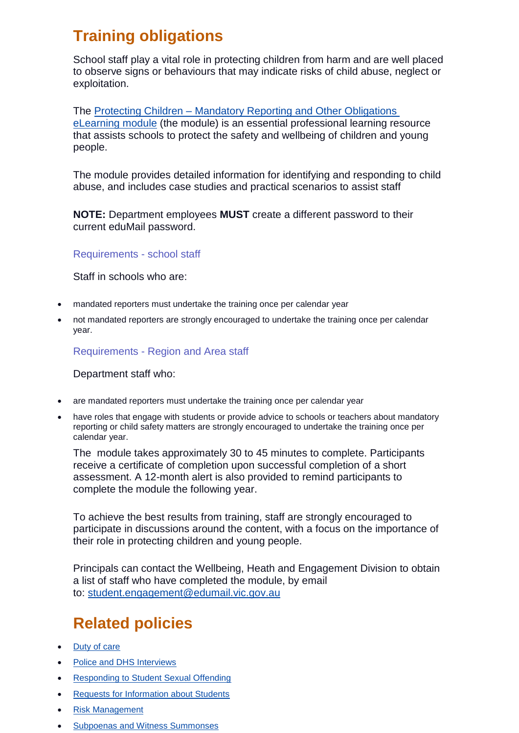## Training obligations

School staff play a vital role in protecting children from harm and are well placed to observe signs or behaviours that may indicate risks of child abuse, neglect or exploitation.

The [Protecting Children – Mandatory Reporting and Other Obligations eLearning module]() (the module) is an essential professional learning resource that assists schools to protect the safety and wellbeing of children and young people.

The module provides detailed information for identifying and responding to child abuse, and includes case studies and practical scenarios to assist staff

**NOTE:** Department employees **MUST** create a different password to their current eduMail password.

### Requirements - school staff

Staff in schools who are:

- mandated reporters must undertake the training once per calendar year
- not mandated reporters are strongly encouraged to undertake the training once per calendar year.

### Requirements - Region and Area staff

Department staff who:

- are mandated reporters must undertake the training once per calendar year
- have roles that engage with students or provide advice to schools or teachers about mandatory reporting or child safety matters are strongly encouraged to undertake the training once per calendar year.

The module takes approximately 30 to 45 minutes to complete. Participants receive a certificate of completion upon successful completion of a short assessment. A 12-month alert is also provided to remind participants to complete the module the following year.

To achieve the best results from training, staff are strongly encouraged to participate in discussions around the content, with a focus on the importance of their role in protecting children and young people.

Principals can contact the Wellbeing, Heath and Engagement Division to obtain a list of staff who have completed the module, by email to: [student.engagement@edumail.vic.gov.au](mailto:student.engagement@edumail.vic.gov.au)

## Related policies

- [Duty of care]()
- [Police and DHS Interviews]()
- [Responding to Student Sexual Offending]()
- [Requests for Information about Students]()
- [Risk Management]()
- [Subpoenas and Witness Summonses]()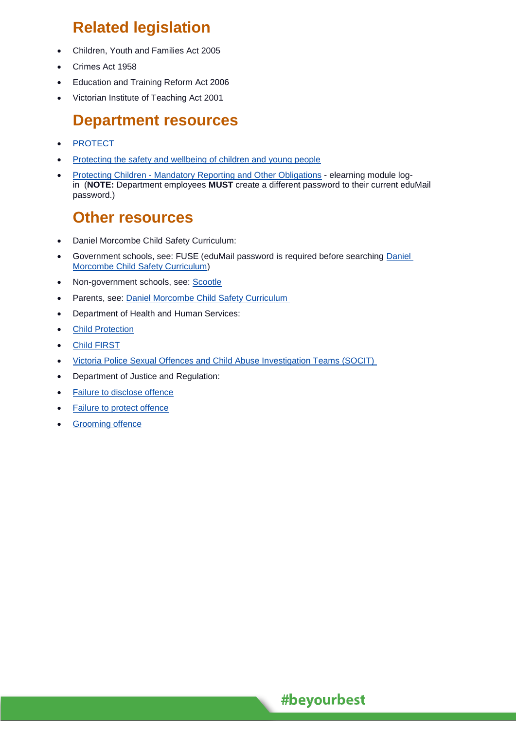## Related legislation

- Children, Youth and Families Act 2005
- Crimes Act 1958
- Education and Training Reform Act 2006
- Victorian Institute of Teaching Act 2001

## Department resources

- PROTECT
- Protecting the safety and wellbeing of children and young people
- Protecting Children - Mandatory Reporting and Other Obligations - elearning module log-in (**NOTE:** Department employees **MUST** create a different password to their current eduMail password.)

## Other resources

- Daniel Morcombe Child Safety Curriculum:
- Government schools, see: FUSE (eduMail password is required before searching Daniel Morcombe Child Safety Curriculum)
- Non-government schools, see: Scootle
- Parents, see: Daniel Morcombe Child Safety Curriculum
- Department of Health and Human Services:
- Child Protection
- Child FIRST
- Victoria Police Sexual Offences and Child Abuse Investigation Teams (SOCIT)
- Department of Justice and Regulation:
- Failure to disclose offence
- Failure to protect offence
- Grooming offence